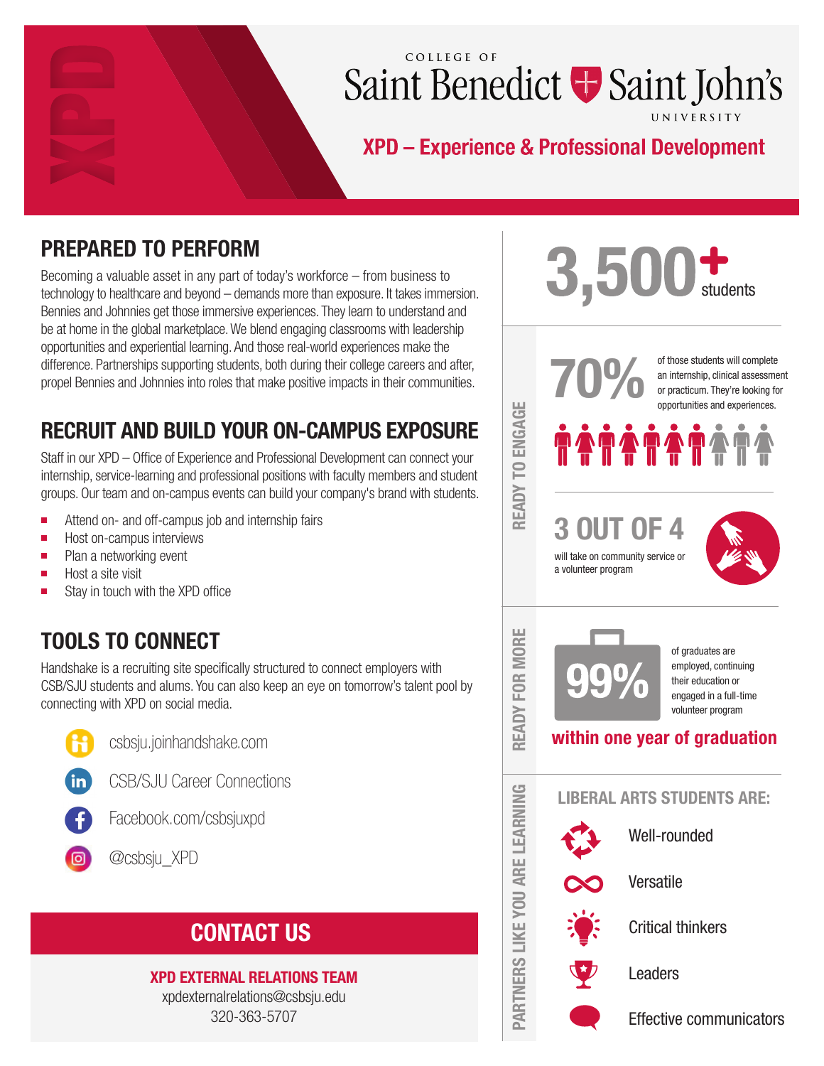XPD

COLLEGE OF
# Saint Benedict Saint John's
UNIVERSITY

## XPD – Experience & Professional Development

## PREPARED TO PERFORM

Becoming a valuable asset in any part of today's workforce – from business to technology to healthcare and beyond – demands more than exposure. It takes immersion. Bennies and Johnnies get those immersive experiences. They learn to understand and be at home in the global marketplace. We blend engaging classrooms with leadership opportunities and experiential learning. And those real-world experiences make the difference. Partnerships supporting students, both during their college careers and after, propel Bennies and Johnnies into roles that make positive impacts in their communities.

## RECRUIT AND BUILD YOUR ON-CAMPUS EXPOSURE

Staff in our XPD – Office of Experience and Professional Development can connect your internship, service-learning and professional positions with faculty members and student groups. Our team and on-campus events can build your company's brand with students.

- Attend on- and off-campus job and internship fairs
- Host on-campus interviews
- Plan a networking event
- Host a site visit
- Stay in touch with the XPD office

## TOOLS TO CONNECT

Handshake is a recruiting site specifically structured to connect employers with CSB/SJU students and alums. You can also keep an eye on tomorrow's talent pool by connecting with XPD on social media.

- csbsju.joinhandshake.com
- CSB/SJU Career Connections
- Facebook.com/csbsjuxpd
- @csbsju_XPD

## CONTACT US

**XPD EXTERNAL RELATIONS TEAM**
xpdexternalrelations@csbsju.edu
320-363-5707

**3,500+** students

### READY TO ENGAGE

**70%** of those students will complete an internship, clinical assessment or practicum. They're looking for opportunities and experiences.

**3 OUT OF 4** will take on community service or a volunteer program

### READY FOR MORE

**99%** of graduates are employed, continuing their education or engaged in a full-time volunteer program **within one year of graduation**

### PARTNERS LIKE YOU ARE LEARNING

**LIBERAL ARTS STUDENTS ARE:**

- Well-rounded
- Versatile
- Critical thinkers
- Leaders
- Effective communicators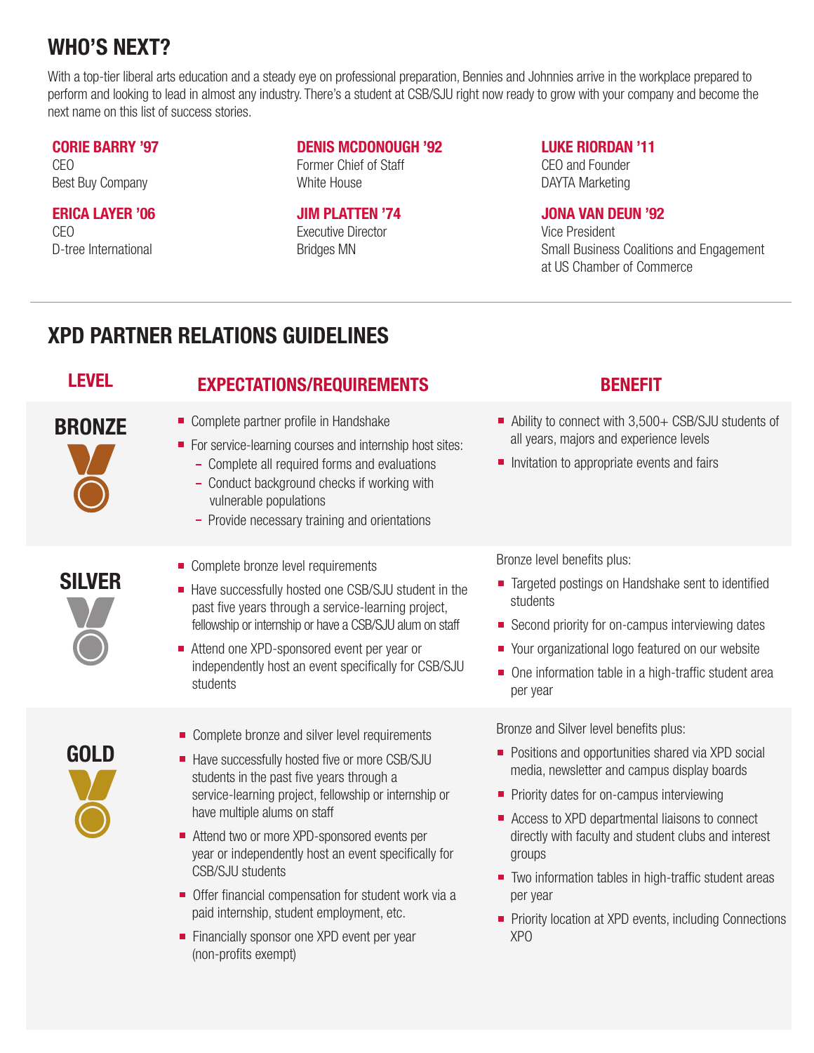## WHO'S NEXT?

With a top-tier liberal arts education and a steady eye on professional preparation, Bennies and Johnnies arrive in the workplace prepared to perform and looking to lead in almost any industry. There's a student at CSB/SJU right now ready to grow with your company and become the next name on this list of success stories.

**CORIE BARRY '97**
CEO
Best Buy Company

**ERICA LAYER '06**
CEO
D-tree International

**DENIS MCDONOUGH '92**
Former Chief of Staff
White House

**JIM PLATTEN '74**
Executive Director
Bridges MN

**LUKE RIORDAN '11**
CEO and Founder
DAYTA Marketing

**JONA VAN DEUN '92**
Vice President
Small Business Coalitions and Engagement at US Chamber of Commerce

## XPD PARTNER RELATIONS GUIDELINES

| LEVEL | EXPECTATIONS/REQUIREMENTS | BENEFIT |
|---|---|---|
| **BRONZE** | - Complete partner profile in Handshake<br>- For service-learning courses and internship host sites:<br>  – Complete all required forms and evaluations<br>  – Conduct background checks if working with vulnerable populations<br>  – Provide necessary training and orientations | - Ability to connect with 3,500+ CSB/SJU students of all years, majors and experience levels<br>- Invitation to appropriate events and fairs |
| **SILVER** | - Complete bronze level requirements<br>- Have successfully hosted one CSB/SJU student in the past five years through a service-learning project, fellowship or internship or have a CSB/SJU alum on staff<br>- Attend one XPD-sponsored event per year or independently host an event specifically for CSB/SJU students | Bronze level benefits plus:<br>- Targeted postings on Handshake sent to identified students<br>- Second priority for on-campus interviewing dates<br>- Your organizational logo featured on our website<br>- One information table in a high-traffic student area per year |
| **GOLD** | - Complete bronze and silver level requirements<br>- Have successfully hosted five or more CSB/SJU students in the past five years through a service-learning project, fellowship or internship or have multiple alums on staff<br>- Attend two or more XPD-sponsored events per year or independently host an event specifically for CSB/SJU students<br>- Offer financial compensation for student work via a paid internship, student employment, etc.<br>- Financially sponsor one XPD event per year (non-profits exempt) | Bronze and Silver level benefits plus:<br>- Positions and opportunities shared via XPD social media, newsletter and campus display boards<br>- Priority dates for on-campus interviewing<br>- Access to XPD departmental liaisons to connect directly with faculty and student clubs and interest groups<br>- Two information tables in high-traffic student areas per year<br>- Priority location at XPD events, including Connections XPO |